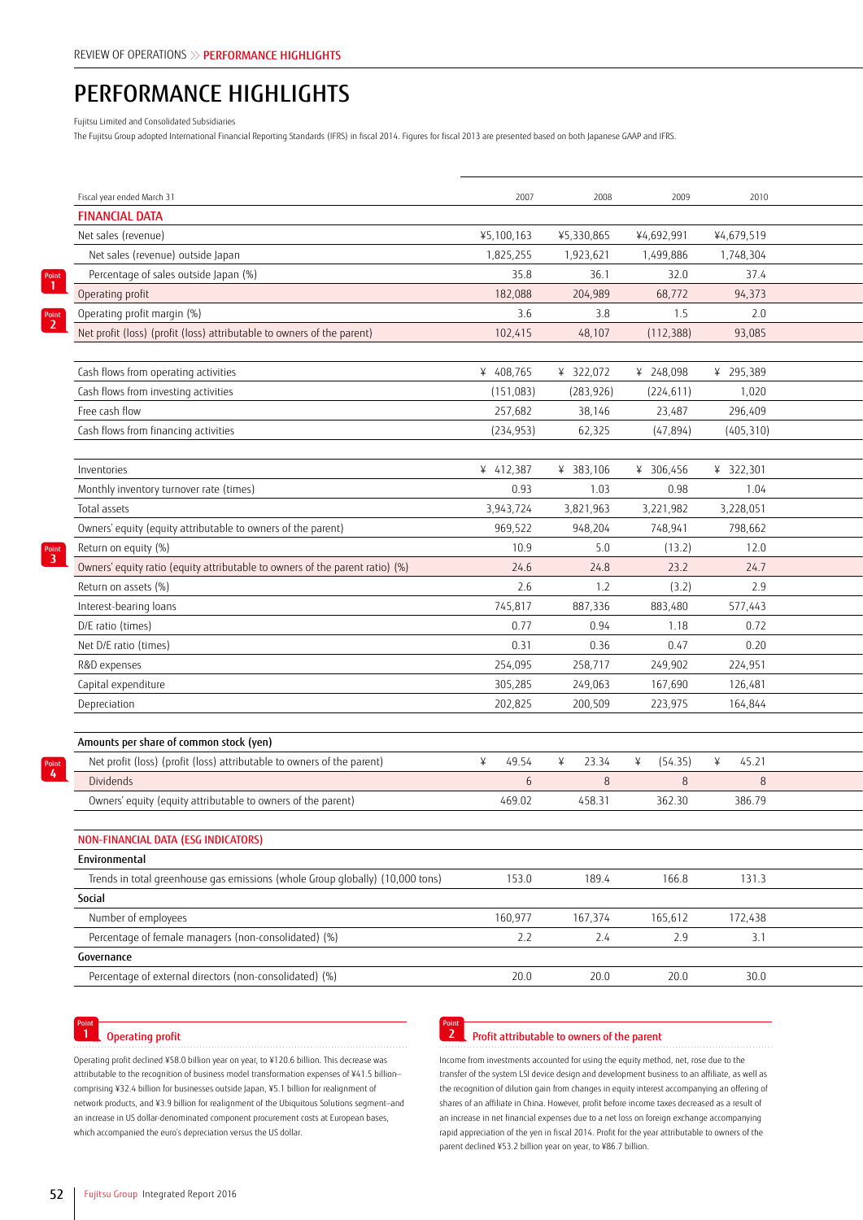# PERFORMANCE HIGHLIGHTS

Fujitsu Limited and Consolidated Subsidiaries

The Fujitsu Group adopted International Financial Reporting Standards (IFRS) in fiscal 2014. Figures for fiscal 2013 are presented based on both Japanese GAAP and IFRS.

| Fiscal year ended March 31 | 2007 | 2008 | 2009 | 2010 |
|---|---|---|---|---|
| **FINANCIAL DATA** | | | | |
| Net sales (revenue) | ¥5,100,163 | ¥5,330,865 | ¥4,692,991 | ¥4,679,519 |
| Net sales (revenue) outside Japan | 1,825,255 | 1,923,621 | 1,499,886 | 1,748,304 |
| Percentage of sales outside Japan (%) | 35.8 | 36.1 | 32.0 | 37.4 |
| Point 1 Operating profit | 182,088 | 204,989 | 68,772 | 94,373 |
| Operating profit margin (%) | 3.6 | 3.8 | 1.5 | 2.0 |
| Point 2 Net profit (loss) (profit (loss) attributable to owners of the parent) | 102,415 | 48,107 | (112,388) | 93,085 |
| Cash flows from operating activities | ¥ 408,765 | ¥ 322,072 | ¥ 248,098 | ¥ 295,389 |
| Cash flows from investing activities | (151,083) | (283,926) | (224,611) | 1,020 |
| Free cash flow | 257,682 | 38,146 | 23,487 | 296,409 |
| Cash flows from financing activities | (234,953) | 62,325 | (47,894) | (405,310) |
| Inventories | ¥ 412,387 | ¥ 383,106 | ¥ 306,456 | ¥ 322,301 |
| Monthly inventory turnover rate (times) | 0.93 | 1.03 | 0.98 | 1.04 |
| Total assets | 3,943,724 | 3,821,963 | 3,221,982 | 3,228,051 |
| Owners' equity (equity attributable to owners of the parent) | 969,522 | 948,204 | 748,941 | 798,662 |
| Return on equity (%) | 10.9 | 5.0 | (13.2) | 12.0 |
| Point 3 Owners' equity ratio (equity attributable to owners of the parent ratio) (%) | 24.6 | 24.8 | 23.2 | 24.7 |
| Return on assets (%) | 2.6 | 1.2 | (3.2) | 2.9 |
| Interest-bearing loans | 745,817 | 887,336 | 883,480 | 577,443 |
| D/E ratio (times) | 0.77 | 0.94 | 1.18 | 0.72 |
| Net D/E ratio (times) | 0.31 | 0.36 | 0.47 | 0.20 |
| R&D expenses | 254,095 | 258,717 | 249,902 | 224,951 |
| Capital expenditure | 305,285 | 249,063 | 167,690 | 126,481 |
| Depreciation | 202,825 | 200,509 | 223,975 | 164,844 |
| **Amounts per share of common stock (yen)** | | | | |
| Net profit (loss) (profit (loss) attributable to owners of the parent) | ¥ 49.54 | ¥ 23.34 | ¥ (54.35) | ¥ 45.21 |
| Point 4 Dividends | 6 | 8 | 8 | 8 |
| Owners' equity (equity attributable to owners of the parent) | 469.02 | 458.31 | 362.30 | 386.79 |
| **NON-FINANCIAL DATA (ESG INDICATORS)** | | | | |
| **Environmental** | | | | |
| Trends in total greenhouse gas emissions (whole Group globally) (10,000 tons) | 153.0 | 189.4 | 166.8 | 131.3 |
| **Social** | | | | |
| Number of employees | 160,977 | 167,374 | 165,612 | 172,438 |
| Percentage of female managers (non-consolidated) (%) | 2.2 | 2.4 | 2.9 | 3.1 |
| **Governance** | | | | |
| Percentage of external directors (non-consolidated) (%) | 20.0 | 20.0 | 20.0 | 30.0 |

### Point 1 Operating profit

Operating profit declined ¥58.0 billion year on year, to ¥120.6 billion. This decrease was attributable to the recognition of business model transformation expenses of ¥41.5 billion—comprising ¥32.4 billion for businesses outside Japan, ¥5.1 billion for realignment of network products, and ¥3.9 billion for realignment of the Ubiquitous Solutions segment—and an increase in US dollar-denominated component procurement costs at European bases, which accompanied the euro's depreciation versus the US dollar.

### Point 2 Profit attributable to owners of the parent

Income from investments accounted for using the equity method, net, rose due to the transfer of the system LSI device design and development business to an affiliate, as well as the recognition of dilution gain from changes in equity interest accompanying an offering of shares of an affiliate in China. However, profit before income taxes decreased as a result of an increase in net financial expenses due to a net loss on foreign exchange accompanying rapid appreciation of the yen in fiscal 2014. Profit for the year attributable to owners of the parent declined ¥53.2 billion year on year, to ¥86.7 billion.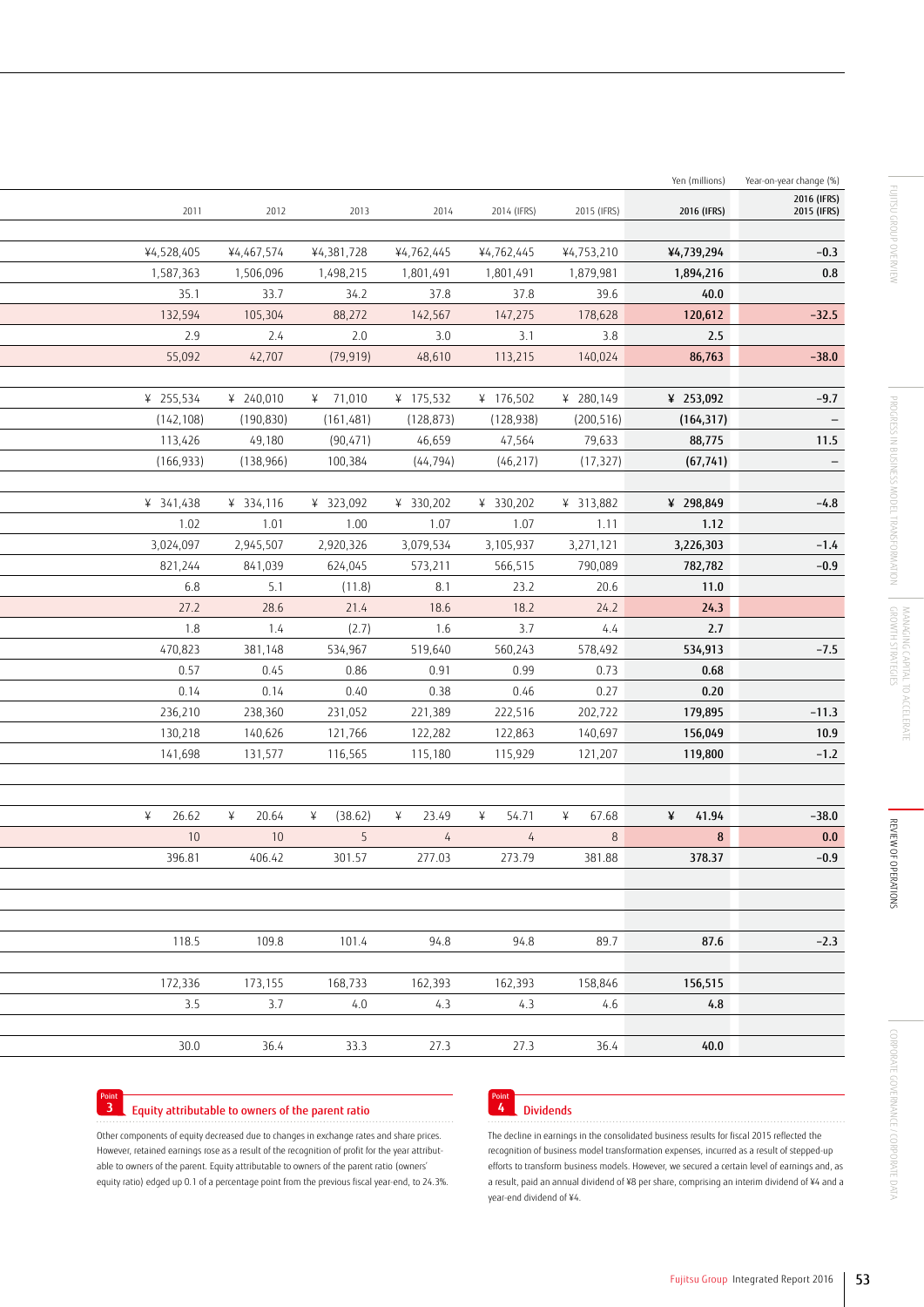| 2011 | 2012 | 2013 | 2014 | 2014 (IFRS) | 2015 (IFRS) | Yen (millions) 2016 (IFRS) | Year-on-year change (%) 2016 (IFRS) 2015 (IFRS) |
|---|---|---|---|---|---|---|---|
| | | | | | | | |
| ¥4,528,405 | ¥4,467,574 | ¥4,381,728 | ¥4,762,445 | ¥4,762,445 | ¥4,753,210 | **¥4,739,294** | **-0.3** |
| 1,587,363 | 1,506,096 | 1,498,215 | 1,801,491 | 1,801,491 | 1,879,981 | **1,894,216** | **0.8** |
| 35.1 | 33.7 | 34.2 | 37.8 | 37.8 | 39.6 | **40.0** | |
| 132,594 | 105,304 | 88,272 | 142,567 | 147,275 | 178,628 | **120,612** | **-32.5** |
| 2.9 | 2.4 | 2.0 | 3.0 | 3.1 | 3.8 | **2.5** | |
| 55,092 | 42,707 | (79,919) | 48,610 | 113,215 | 140,024 | **86,763** | **-38.0** |
| | | | | | | | |
| ¥ 255,534 | ¥ 240,010 | ¥ 71,010 | ¥ 175,532 | ¥ 176,502 | ¥ 280,149 | **¥ 253,092** | **-9.7** |
| (142,108) | (190,830) | (161,481) | (128,873) | (128,938) | (200,516) | **(164,317)** | **–** |
| 113,426 | 49,180 | (90,471) | 46,659 | 47,564 | 79,633 | **88,775** | **11.5** |
| (166,933) | (138,966) | 100,384 | (44,794) | (46,217) | (17,327) | **(67,741)** | **–** |
| | | | | | | | |
| ¥ 341,438 | ¥ 334,116 | ¥ 323,092 | ¥ 330,202 | ¥ 330,202 | ¥ 313,882 | **¥ 298,849** | **-4.8** |
| 1.02 | 1.01 | 1.00 | 1.07 | 1.07 | 1.11 | **1.12** | |
| 3,024,097 | 2,945,507 | 2,920,326 | 3,079,534 | 3,105,937 | 3,271,121 | **3,226,303** | **-1.4** |
| 821,244 | 841,039 | 624,045 | 573,211 | 566,515 | 790,089 | **782,782** | **-0.9** |
| 6.8 | 5.1 | (11.8) | 8.1 | 23.2 | 20.6 | **11.0** | |
| 27.2 | 28.6 | 21.4 | 18.6 | 18.2 | 24.2 | **24.3** | |
| 1.8 | 1.4 | (2.7) | 1.6 | 3.7 | 4.4 | **2.7** | |
| 470,823 | 381,148 | 534,967 | 519,640 | 560,243 | 578,492 | **534,913** | **-7.5** |
| 0.57 | 0.45 | 0.86 | 0.91 | 0.99 | 0.73 | **0.68** | |
| 0.14 | 0.14 | 0.40 | 0.38 | 0.46 | 0.27 | **0.20** | |
| 236,210 | 238,360 | 231,052 | 221,389 | 222,516 | 202,722 | **179,895** | **-11.3** |
| 130,218 | 140,626 | 121,766 | 122,282 | 122,863 | 140,697 | **156,049** | **10.9** |
| 141,698 | 131,577 | 116,565 | 115,180 | 115,929 | 121,207 | **119,800** | **-1.2** |
| | | | | | | | |
| | | | | | | | |
| ¥ 26.62 | ¥ 20.64 | ¥ (38.62) | ¥ 23.49 | ¥ 54.71 | ¥ 67.68 | **¥ 41.94** | **-38.0** |
| 10 | 10 | 5 | 4 | 4 | 8 | **8** | **0.0** |
| 396.81 | 406.42 | 301.57 | 277.03 | 273.79 | 381.88 | **378.37** | **-0.9** |
| | | | | | | | |
| | | | | | | | |
| 118.5 | 109.8 | 101.4 | 94.8 | 94.8 | 89.7 | **87.6** | **-2.3** |
| | | | | | | | |
| 172,336 | 173,155 | 168,733 | 162,393 | 162,393 | 158,846 | **156,515** | |
| 3.5 | 3.7 | 4.0 | 4.3 | 4.3 | 4.6 | **4.8** | |
| | | | | | | | |
| 30.0 | 36.4 | 33.3 | 27.3 | 27.3 | 36.4 | **40.0** | |

### Point 3 Equity attributable to owners of the parent ratio

Other components of equity decreased due to changes in exchange rates and share prices. However, retained earnings rose as a result of the recognition of profit for the year attributable to owners of the parent. Equity attributable to owners of the parent ratio (owners' equity ratio) edged up 0.1 of a percentage point from the previous fiscal year-end, to 24.3%.

### Point 4 Dividends

The decline in earnings in the consolidated business results for fiscal 2015 reflected the recognition of business model transformation expenses, incurred as a result of stepped-up efforts to transform business models. However, we secured a certain level of earnings and, as a result, paid an annual dividend of ¥8 per share, comprising an interim dividend of ¥4 and a year-end dividend of ¥4.